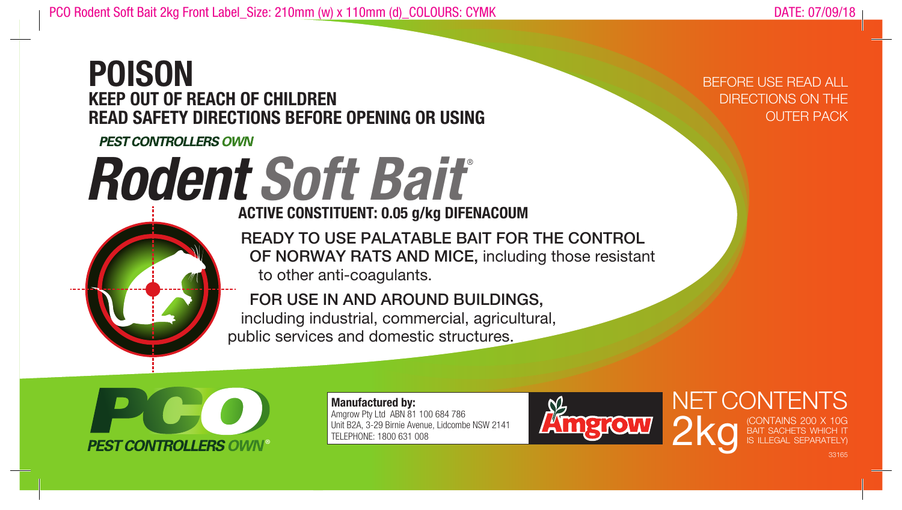PCO Rodent Soft Bait 2kg Front Label_Size: 210mm (w) x 110mm (d)_COLOURS: CYMK

DATE: 07/09/18

# POISON

## KEEP OUT OF REACH OF CHILDREN
## READ SAFETY DIRECTIONS BEFORE OPENING OR USING

BEFORE USE READ ALL DIRECTIONS ON THE OUTER PACK

***PEST CONTROLLERS OWN***

# *Rodent Soft Bait®*

**ACTIVE CONSTITUENT: 0.05 g/kg DIFENACOUM**

**READY TO USE PALATABLE BAIT FOR THE CONTROL OF NORWAY RATS AND MICE,** including those resistant to other anti-coagulants.

**FOR USE IN AND AROUND BUILDINGS,** including industrial, commercial, agricultural, public services and domestic structures.

**PCO**
***PEST CONTROLLERS OWN®***

**Manufactured by:**
Amgrow Pty Ltd ABN 81 100 684 786
Unit B2A, 3-29 Birnie Avenue, Lidcombe NSW 2141
TELEPHONE: 1800 631 008

Amgrow

NET CONTENTS
2kg (CONTAINS 200 X 10G BAIT SACHETS WHICH IT IS ILLEGAL SEPARATELY)

33165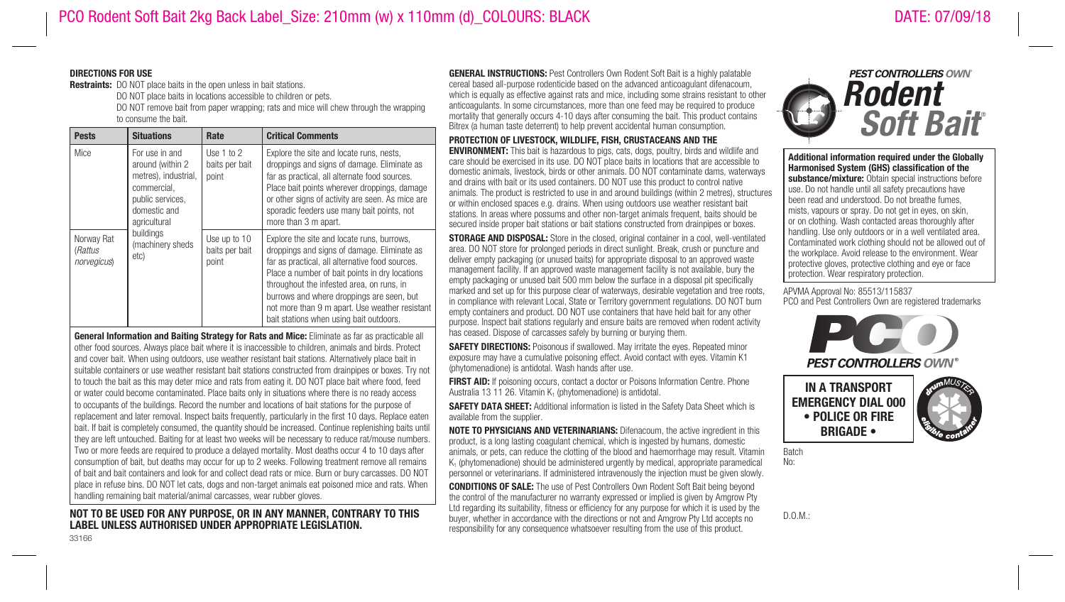## DIRECTIONS FOR USE

**Restraints:** DO NOT place baits in the open unless in bait stations.
DO NOT place baits in locations accessible to children or pets.
DO NOT remove bait from paper wrapping; rats and mice will chew through the wrapping to consume the bait.

| Pests | Situations | Rate | Critical Comments |
|---|---|---|---|
| Mice | For use in and around (within 2 metres), industrial, commercial, public services, domestic and agricultural buildings (machinery sheds etc) | Use 1 to 2 baits per bait point | Explore the site and locate runs, nests, droppings and signs of damage. Eliminate as far as practical, all alternate food sources. Place bait points wherever droppings, damage or other signs of activity are seen. As mice are sporadic feeders use many bait points, not more than 3 m apart. |
| Norway Rat (*Rattus norvegicus*) | | Use up to 10 baits per bait point | Explore the site and locate runs, burrows, droppings and signs of damage. Eliminate as far as practical, all alternative food sources. Place a number of bait points in dry locations throughout the infested area, on runs, in burrows and where droppings are seen, but not more than 9 m apart. Use weather resistant bait stations when using bait outdoors. |

**General Information and Baiting Strategy for Rats and Mice:** Eliminate as far as practicable all other food sources. Always place bait where it is inaccessible to children, animals and birds. Protect and cover bait. When using outdoors, use weather resistant bait stations. Alternatively place bait in suitable containers or use weather resistant bait stations constructed from drainpipes or boxes. Try not to touch the bait as this may deter mice and rats from eating it. DO NOT place bait where food, feed or water could become contaminated. Place baits only in situations where there is no ready access to occupants of the buildings. Record the number and locations of bait stations for the purpose of replacement and later removal. Inspect baits frequently, particularly in the first 10 days. Replace eaten bait. If bait is completely consumed, the quantity should be increased. Continue replenishing baits until they are left untouched. Baiting for at least two weeks will be necessary to reduce rat/mouse numbers. Two or more feeds are required to produce a delayed mortality. Most deaths occur 4 to 10 days after consumption of bait, but deaths may occur for up to 2 weeks. Following treatment remove all remains of bait and bait containers and look for and collect dead rats or mice. Burn or bury carcasses. DO NOT place in refuse bins. DO NOT let cats, dogs and non-target animals eat poisoned mice and rats. When handling remaining bait material/animal carcasses, wear rubber gloves.

**NOT TO BE USED FOR ANY PURPOSE, OR IN ANY MANNER, CONTRARY TO THIS LABEL UNLESS AUTHORISED UNDER APPROPRIATE LEGISLATION.**

33166

**GENERAL INSTRUCTIONS:** Pest Controllers Own Rodent Soft Bait is a highly palatable cereal based all-purpose rodenticide based on the advanced anticoagulant difenacoum, which is equally as effective against rats and mice, including some strains resistant to other anticoagulants. In some circumstances, more than one feed may be required to produce mortality that generally occurs 4-10 days after consuming the bait. This product contains Bitrex (a human taste deterrent) to help prevent accidental human consumption.

**PROTECTION OF LIVESTOCK, WILDLIFE, FISH, CRUSTACEANS AND THE ENVIRONMENT:** This bait is hazardous to pigs, cats, dogs, poultry, birds and wildlife and care should be exercised in its use. DO NOT place baits in locations that are accessible to domestic animals, livestock, birds or other animals. DO NOT contaminate dams, waterways and drains with bait or its used containers. DO NOT use this product to control native animals. The product is restricted to use in and around buildings (within 2 metres), structures or within enclosed spaces e.g. drains. When using outdoors use weather resistant bait stations. In areas where possums and other non-target animals frequent, baits should be secured inside proper bait stations or bait stations constructed from drainpipes or boxes.

**STORAGE AND DISPOSAL:** Store in the closed, original container in a cool, well-ventilated area. DO NOT store for prolonged periods in direct sunlight. Break, crush or puncture and deliver empty packaging (or unused baits) for appropriate disposal to an approved waste management facility. If an approved waste management facility is not available, bury the empty packaging or unused bait 500 mm below the surface in a disposal pit specifically marked and set up for this purpose clear of waterways, desirable vegetation and tree roots, in compliance with relevant Local, State or Territory government regulations. DO NOT burn empty containers and product. DO NOT use containers that have held bait for any other purpose. Inspect bait stations regularly and ensure baits are removed when rodent activity has ceased. Dispose of carcasses safely by burning or burying them.

**SAFETY DIRECTIONS:** Poisonous if swallowed. May irritate the eyes. Repeated minor exposure may have a cumulative poisoning effect. Avoid contact with eyes. Vitamin K1 (phytomenadione) is antidotal. Wash hands after use.

**FIRST AID:** If poisoning occurs, contact a doctor or Poisons Information Centre. Phone Australia 13 11 26. Vitamin $K_1$ (phytomenadione) is antidotal.

**SAFETY DATA SHEET:** Additional information is listed in the Safety Data Sheet which is available from the supplier.

**NOTE TO PHYSICIANS AND VETERINARIANS:** Difenacoum, the active ingredient in this product, is a long lasting coagulant chemical, which is ingested by humans, domestic animals, or pets, can reduce the clotting of the blood and haemorrhage may result. Vitamin $K_1$ (phytomenadione) should be administered urgently by medical, appropriate paramedical personnel or veterinarians. If administered intravenously the injection must be given slowly.

**CONDITIONS OF SALE:** The use of Pest Controllers Own Rodent Soft Bait being beyond the control of the manufacturer no warranty expressed or implied is given by Amgrow Pty Ltd regarding its suitability, fitness or efficiency for any purpose for which it is used by the buyer, whether in accordance with the directions or not and Amgrow Pty Ltd accepts no responsibility for any consequence whatsoever resulting from the use of this product.

# PEST CONTROLLERS OWN® Rodent Soft Bait®

**Additional information required under the Globally Harmonised System (GHS) classification of the substance/mixture:** Obtain special instructions before use. Do not handle until all safety precautions have been read and understood. Do not breathe fumes, mists, vapours or spray. Do not get in eyes, on skin, or on clothing. Wash contacted areas thoroughly after handling. Use only outdoors or in a well ventilated area. Contaminated work clothing should not be allowed out of the workplace. Avoid release to the environment. Wear protective gloves, protective clothing and eye or face protection. Wear respiratory protection.

APVMA Approval No: 85513/115837
PCO and Pest Controllers Own are registered trademarks

PCO PEST CONTROLLERS OWN®

**IN A TRANSPORT EMERGENCY DIAL 000 • POLICE OR FIRE BRIGADE •**

drumMUSTER eligible container

Batch No:

D.O.M.: